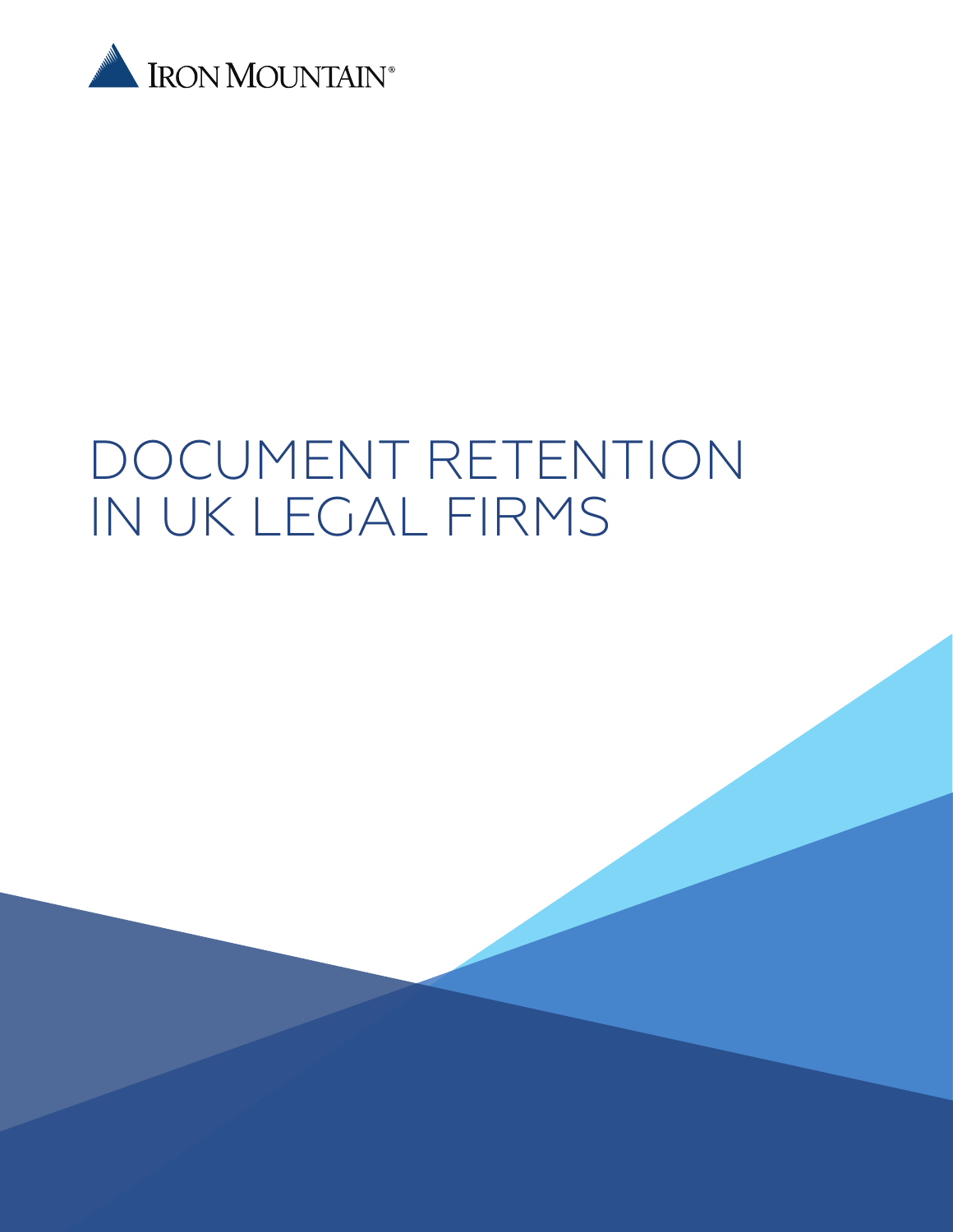IRON MOUNTAIN®

# DOCUMENT RETENTION IN UK LEGAL FIRMS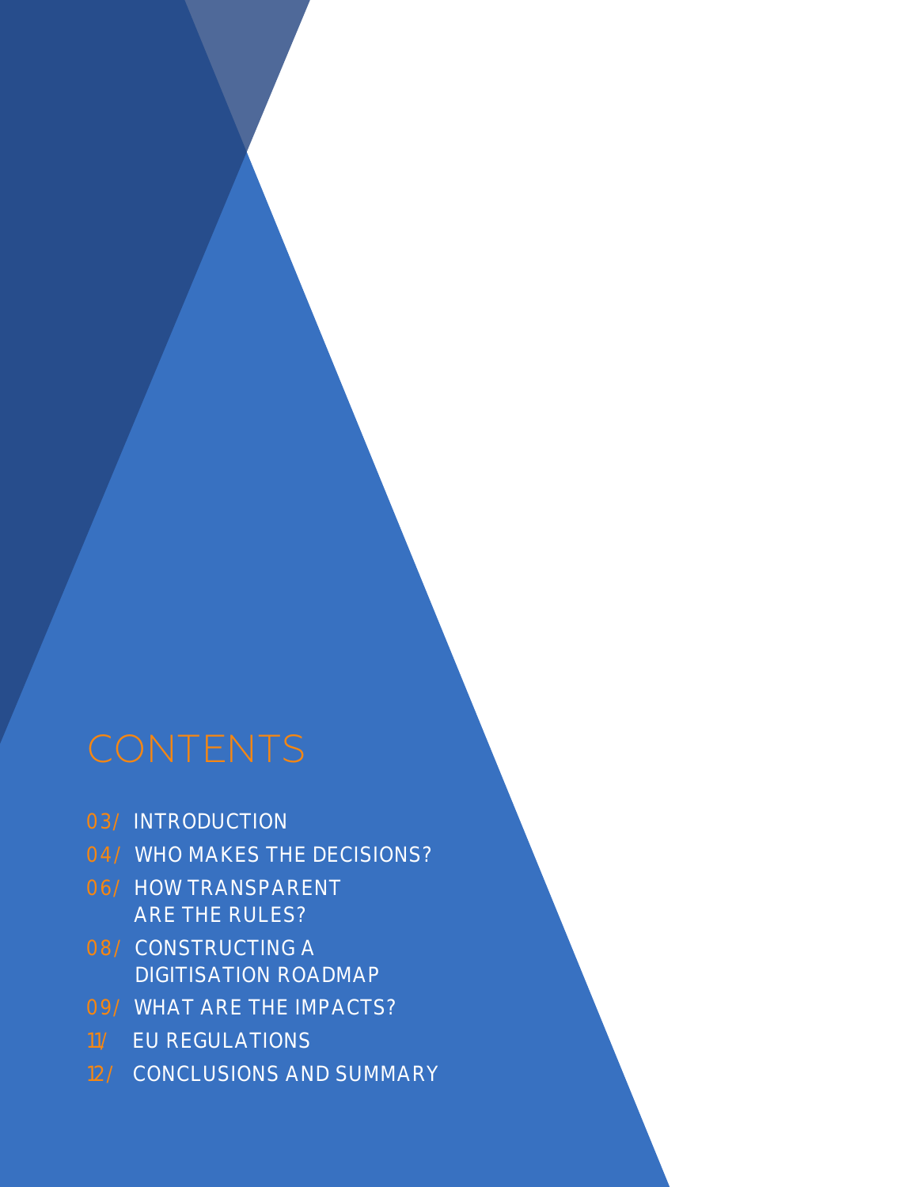# CONTENTS

- 03/ INTRODUCTION
- 04/ WHO MAKES THE DECISIONS?
- 06/ HOW TRANSPARENT ARE THE RULES?
- 08/ CONSTRUCTING A DIGITISATION ROADMAP
- 09/ WHAT ARE THE IMPACTS?
- 11/ EU REGULATIONS
- 12/ CONCLUSIONS AND SUMMARY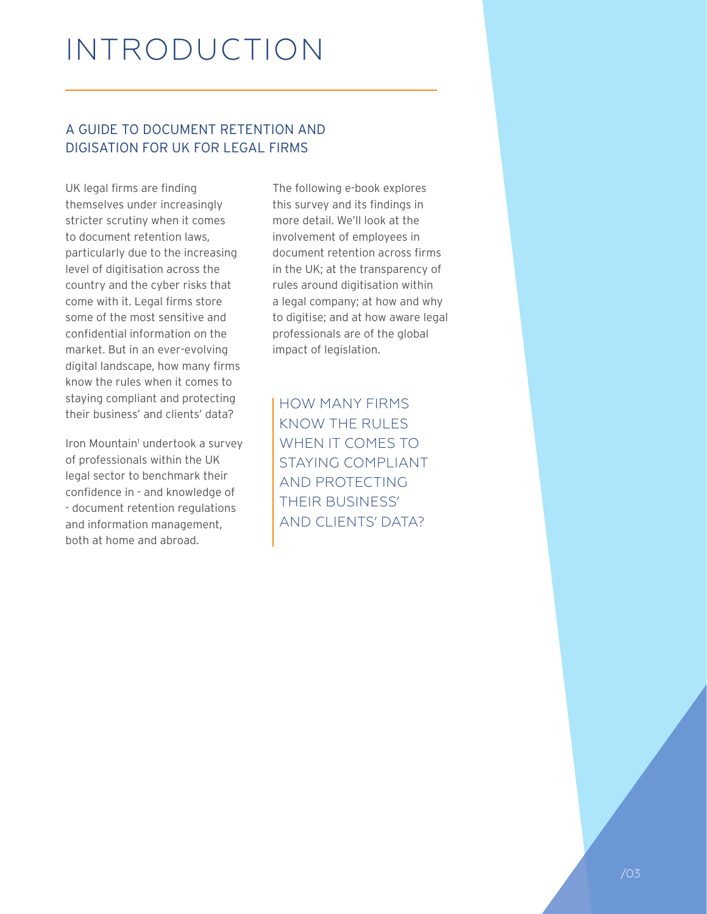# INTRODUCTION

## A GUIDE TO DOCUMENT RETENTION AND DIGISATION FOR UK FOR LEGAL FIRMS

UK legal firms are finding themselves under increasingly stricter scrutiny when it comes to document retention laws, particularly due to the increasing level of digitisation across the country and the cyber risks that come with it. Legal firms store some of the most sensitive and confidential information on the market. But in an ever-evolving digital landscape, how many firms know the rules when it comes to staying compliant and protecting their business' and clients' data?

Iron Mountain[1] undertook a survey of professionals within the UK legal sector to benchmark their confidence in - and knowledge of - document retention regulations and information management, both at home and abroad.

The following e-book explores this survey and its findings in more detail. We'll look at the involvement of employees in document retention across firms in the UK; at the transparency of rules around digitisation within a legal company; at how and why to digitise; and at how aware legal professionals are of the global impact of legislation.

> HOW MANY FIRMS KNOW THE RULES WHEN IT COMES TO STAYING COMPLIANT AND PROTECTING THEIR BUSINESS' AND CLIENTS' DATA?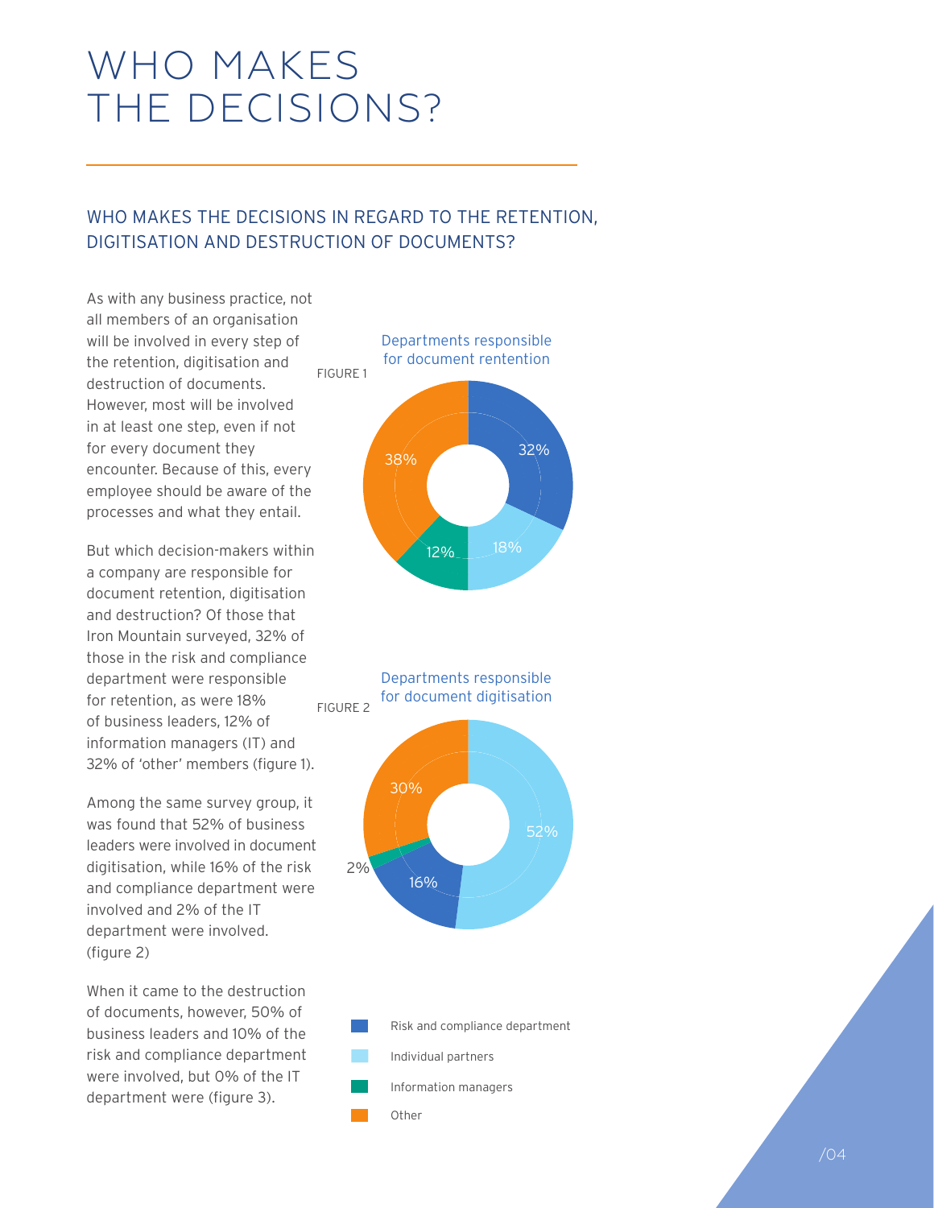# WHO MAKES THE DECISIONS?

## WHO MAKES THE DECISIONS IN REGARD TO THE RETENTION, DIGITISATION AND DESTRUCTION OF DOCUMENTS?

As with any business practice, not all members of an organisation will be involved in every step of the retention, digitisation and destruction of documents. However, most will be involved in at least one step, even if not for every document they encounter. Because of this, every employee should be aware of the processes and what they entail.

But which decision-makers within a company are responsible for document retention, digitisation and destruction? Of those that Iron Mountain surveyed, 32% of those in the risk and compliance department were responsible for retention, as were 18% of business leaders, 12% of information managers (IT) and 32% of 'other' members (figure 1).

Among the same survey group, it was found that 52% of business leaders were involved in document digitisation, while 16% of the risk and compliance department were involved and 2% of the IT department were involved. (figure 2)

When it came to the destruction of documents, however, 50% of business leaders and 10% of the risk and compliance department were involved, but 0% of the IT department were (figure 3).

FIGURE 1

Departments responsible for document rentention

| Department | Share |
|---|---|
| Risk and compliance department | 32% |
| Individual partners | 18% |
| Information managers | 12% |
| Other | 38% |

FIGURE 2

Departments responsible for document digitisation

| Department | Share |
|---|---|
| Individual partners | 52% |
| Risk and compliance department | 16% |
| Information managers | 2% |
| Other | 30% |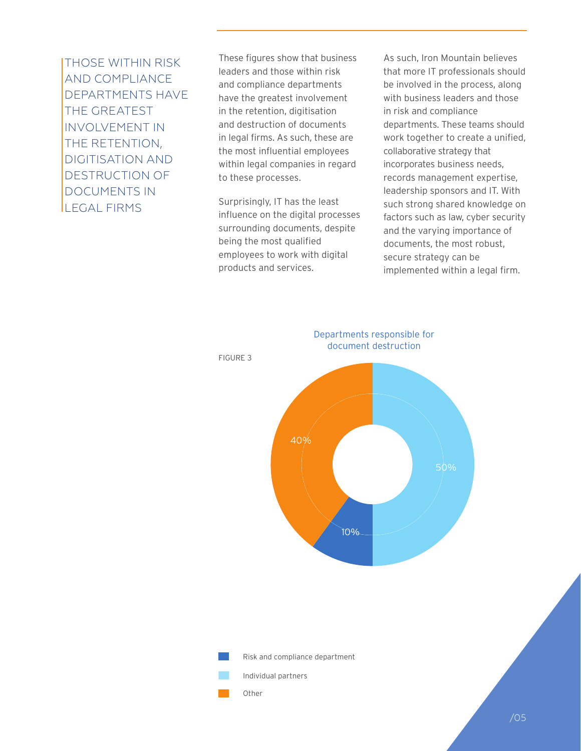## THOSE WITHIN RISK AND COMPLIANCE DEPARTMENTS HAVE THE GREATEST INVOLVEMENT IN THE RETENTION, DIGITISATION AND DESTRUCTION OF DOCUMENTS IN LEGAL FIRMS

These figures show that business leaders and those within risk and compliance departments have the greatest involvement in the retention, digitisation and destruction of documents in legal firms. As such, these are the most influential employees within legal companies in regard to these processes.

Surprisingly, IT has the least influence on the digital processes surrounding documents, despite being the most qualified employees to work with digital products and services.

As such, Iron Mountain believes that more IT professionals should be involved in the process, along with business leaders and those in risk and compliance departments. These teams should work together to create a unified, collaborative strategy that incorporates business needs, records management expertise, leadership sponsors and IT. With such strong shared knowledge on factors such as law, cyber security and the varying importance of documents, the most robust, secure strategy can be implemented within a legal firm.

FIGURE 3

Departments responsible for document destruction

| Department | Percentage |
| --- | --- |
| Risk and compliance department | 10% |
| Individual partners | 50% |
| Other | 40% |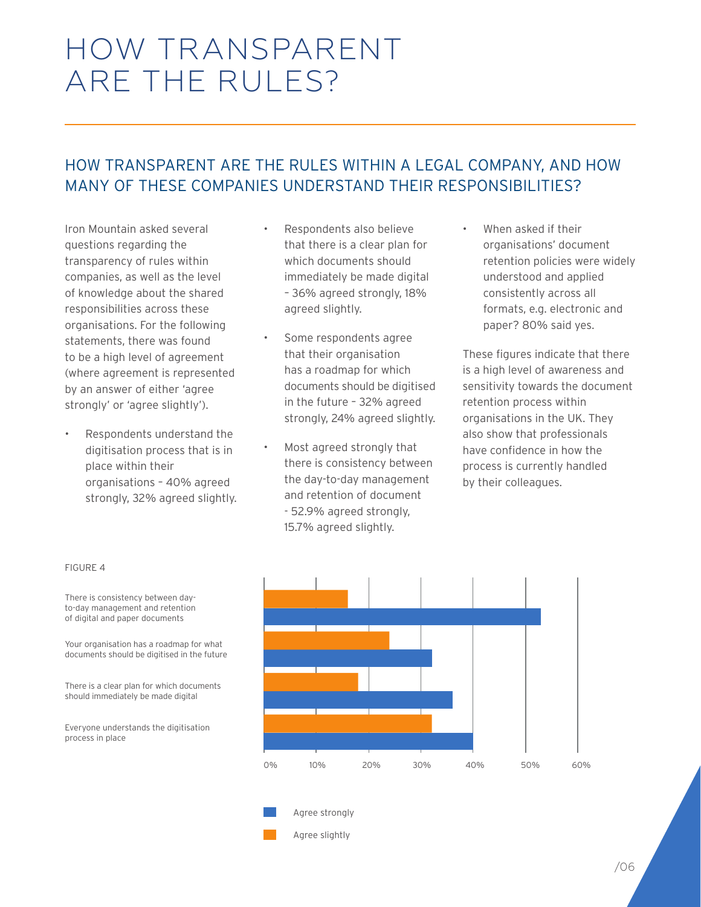# HOW TRANSPARENT ARE THE RULES?

## HOW TRANSPARENT ARE THE RULES WITHIN A LEGAL COMPANY, AND HOW MANY OF THESE COMPANIES UNDERSTAND THEIR RESPONSIBILITIES?

Iron Mountain asked several questions regarding the transparency of rules within companies, as well as the level of knowledge about the shared responsibilities across these organisations. For the following statements, there was found to be a high level of agreement (where agreement is represented by an answer of either 'agree strongly' or 'agree slightly').

- Respondents understand the digitisation process that is in place within their organisations – 40% agreed strongly, 32% agreed slightly.
- Respondents also believe that there is a clear plan for which documents should immediately be made digital – 36% agreed strongly, 18% agreed slightly.
- Some respondents agree that their organisation has a roadmap for which documents should be digitised in the future – 32% agreed strongly, 24% agreed slightly.
- Most agreed strongly that there is consistency between the day-to-day management and retention of document - 52.9% agreed strongly, 15.7% agreed slightly.
- When asked if their organisations' document retention policies were widely understood and applied consistently across all formats, e.g. electronic and paper? 80% said yes.

These figures indicate that there is a high level of awareness and sensitivity towards the document retention process within organisations in the UK. They also show that professionals have confidence in how the process is currently handled by their colleagues.

FIGURE 4

| Statement | Agree strongly | Agree slightly |
|---|---|---|
| There is consistency between day-to-day management and retention of digital and paper documents | 52.9% | 15.7% |
| Your organisation has a roadmap for what documents should be digitised in the future | 32% | 24% |
| There is a clear plan for which documents should immediately be made digital | 36% | 18% |
| Everyone understands the digitisation process in place | 40% | 32% |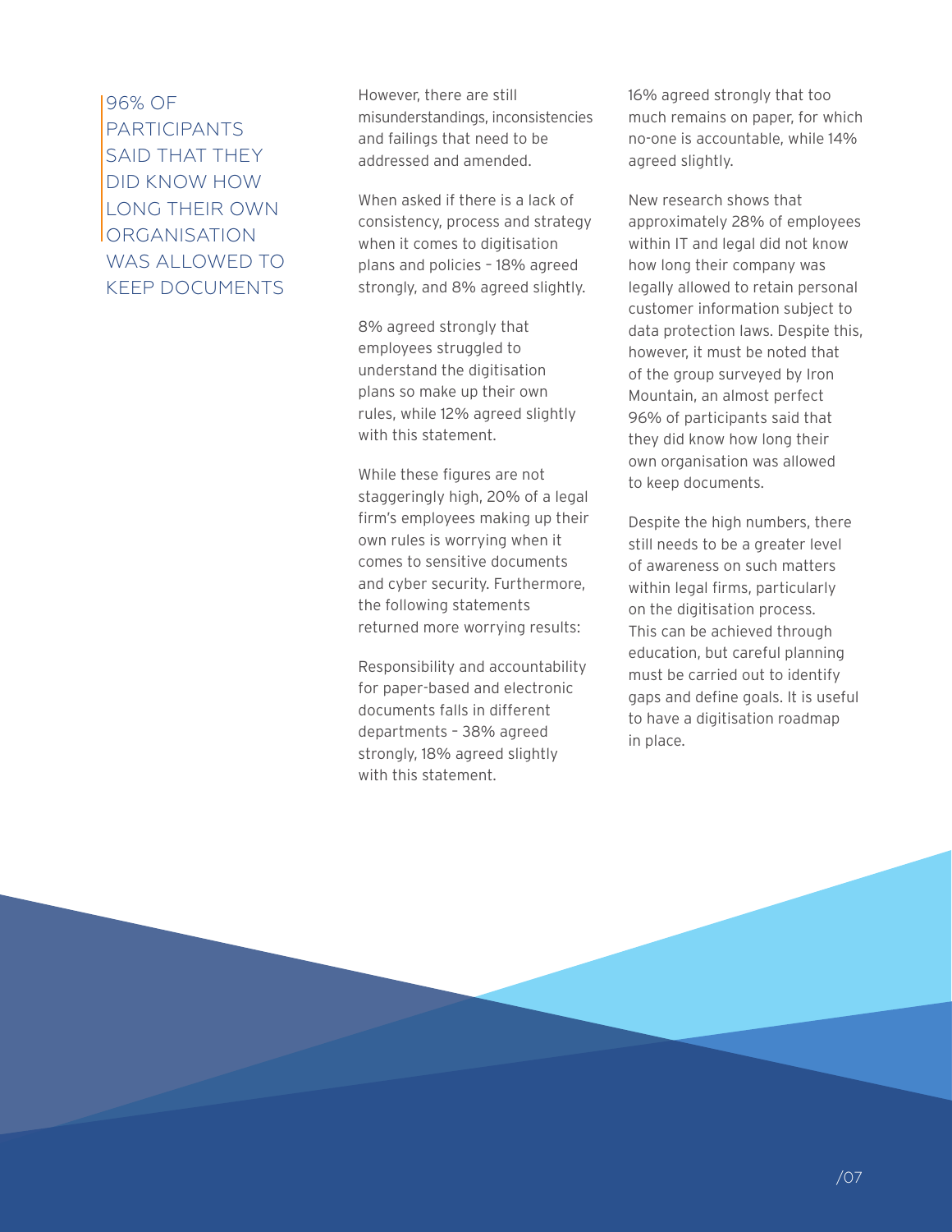> 96% OF PARTICIPANTS SAID THAT THEY DID KNOW HOW LONG THEIR OWN ORGANISATION WAS ALLOWED TO KEEP DOCUMENTS

However, there are still misunderstandings, inconsistencies and failings that need to be addressed and amended.

When asked if there is a lack of consistency, process and strategy when it comes to digitisation plans and policies – 18% agreed strongly, and 8% agreed slightly.

8% agreed strongly that employees struggled to understand the digitisation plans so make up their own rules, while 12% agreed slightly with this statement.

While these figures are not staggeringly high, 20% of a legal firm's employees making up their own rules is worrying when it comes to sensitive documents and cyber security. Furthermore, the following statements returned more worrying results:

Responsibility and accountability for paper-based and electronic documents falls in different departments – 38% agreed strongly, 18% agreed slightly with this statement.

16% agreed strongly that too much remains on paper, for which no-one is accountable, while 14% agreed slightly.

New research shows that approximately 28% of employees within IT and legal did not know how long their company was legally allowed to retain personal customer information subject to data protection laws. Despite this, however, it must be noted that of the group surveyed by Iron Mountain, an almost perfect 96% of participants said that they did know how long their own organisation was allowed to keep documents.

Despite the high numbers, there still needs to be a greater level of awareness on such matters within legal firms, particularly on the digitisation process. This can be achieved through education, but careful planning must be carried out to identify gaps and define goals. It is useful to have a digitisation roadmap in place.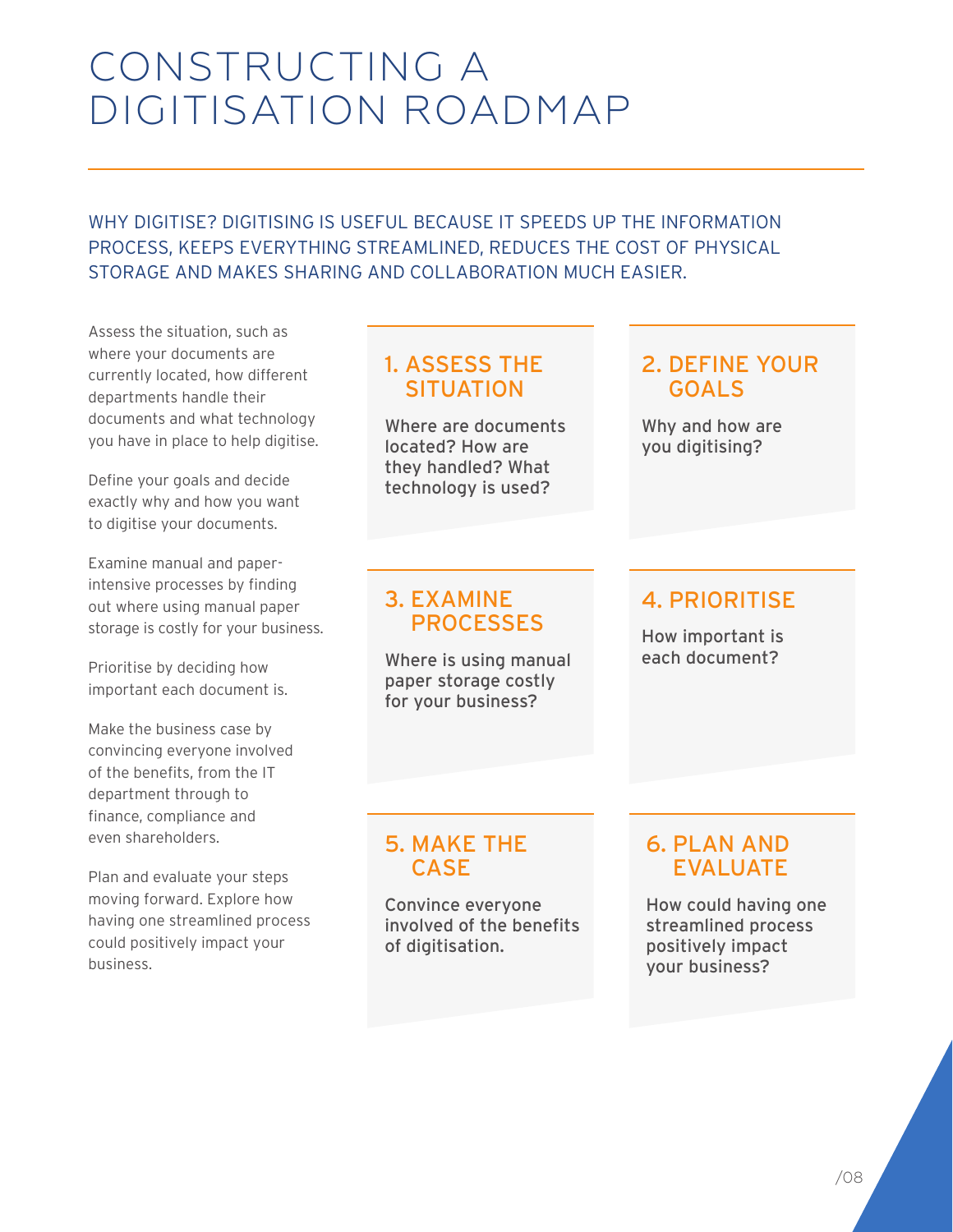# CONSTRUCTING A DIGITISATION ROADMAP

WHY DIGITISE? DIGITISING IS USEFUL BECAUSE IT SPEEDS UP THE INFORMATION PROCESS, KEEPS EVERYTHING STREAMLINED, REDUCES THE COST OF PHYSICAL STORAGE AND MAKES SHARING AND COLLABORATION MUCH EASIER.

Assess the situation, such as where your documents are currently located, how different departments handle their documents and what technology you have in place to help digitise.

Define your goals and decide exactly why and how you want to digitise your documents.

Examine manual and paper-intensive processes by finding out where using manual paper storage is costly for your business.

Prioritise by deciding how important each document is.

Make the business case by convincing everyone involved of the benefits, from the IT department through to finance, compliance and even shareholders.

Plan and evaluate your steps moving forward. Explore how having one streamlined process could positively impact your business.

## 1. ASSESS THE SITUATION

Where are documents located? How are they handled? What technology is used?

## 2. DEFINE YOUR GOALS

Why and how are you digitising?

## 3. EXAMINE PROCESSES

Where is using manual paper storage costly for your business?

## 4. PRIORITISE

How important is each document?

## 5. MAKE THE CASE

Convince everyone involved of the benefits of digitisation.

## 6. PLAN AND EVALUATE

How could having one streamlined process positively impact your business?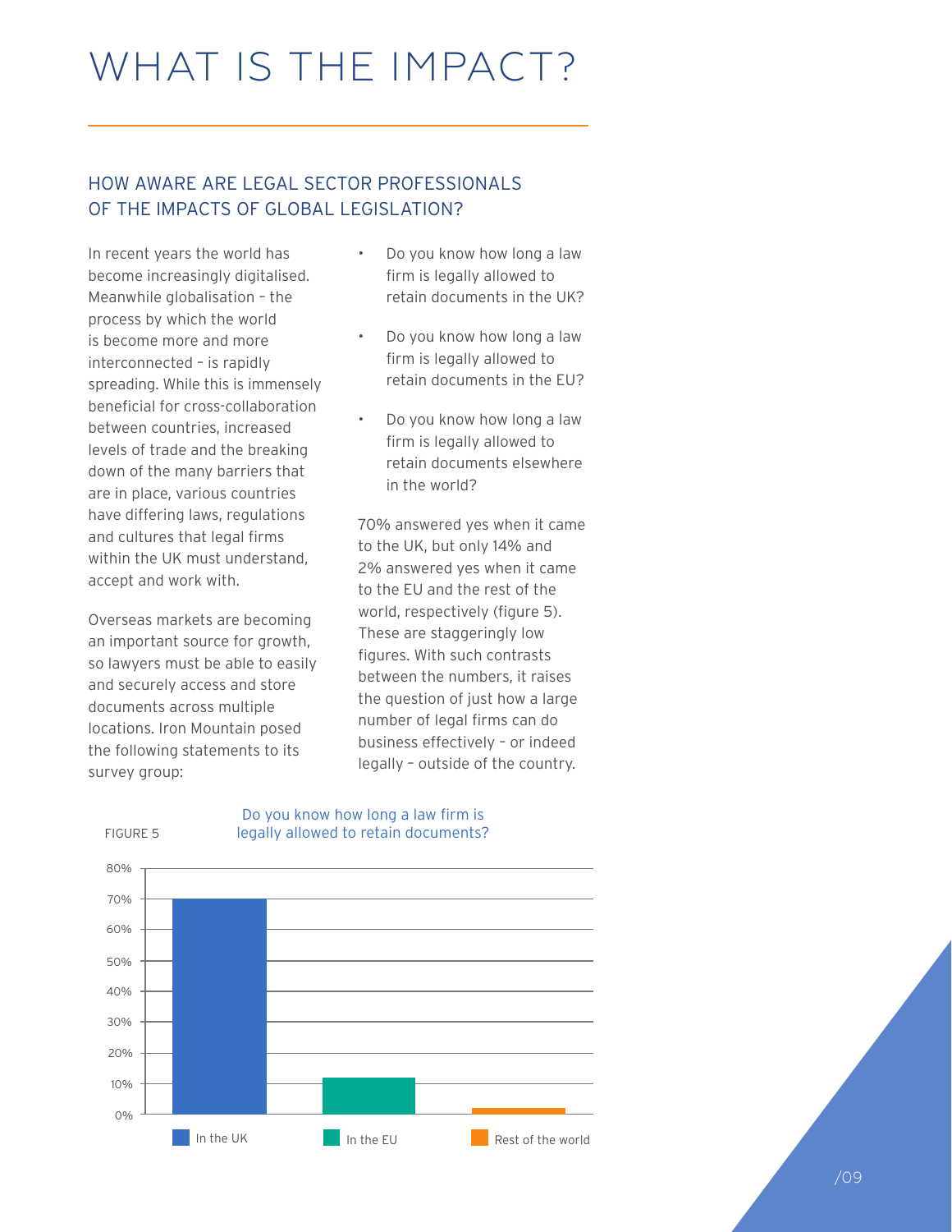# WHAT IS THE IMPACT?

## HOW AWARE ARE LEGAL SECTOR PROFESSIONALS OF THE IMPACTS OF GLOBAL LEGISLATION?

In recent years the world has become increasingly digitalised. Meanwhile globalisation – the process by which the world is become more and more interconnected – is rapidly spreading. While this is immensely beneficial for cross-collaboration between countries, increased levels of trade and the breaking down of the many barriers that are in place, various countries have differing laws, regulations and cultures that legal firms within the UK must understand, accept and work with.

Overseas markets are becoming an important source for growth, so lawyers must be able to easily and securely access and store documents across multiple locations. Iron Mountain posed the following statements to its survey group:

- Do you know how long a law firm is legally allowed to retain documents in the UK?
- Do you know how long a law firm is legally allowed to retain documents in the EU?
- Do you know how long a law firm is legally allowed to retain documents elsewhere in the world?

70% answered yes when it came to the UK, but only 14% and 2% answered yes when it came to the EU and the rest of the world, respectively (figure 5). These are staggeringly low figures. With such contrasts between the numbers, it raises the question of just how a large number of legal firms can do business effectively – or indeed legally – outside of the country.

FIGURE 5

Do you know how long a law firm is legally allowed to retain documents?

| | In the UK | In the EU | Rest of the world |
|---|---|---|---|
| Yes | 70% | 14% | 2% |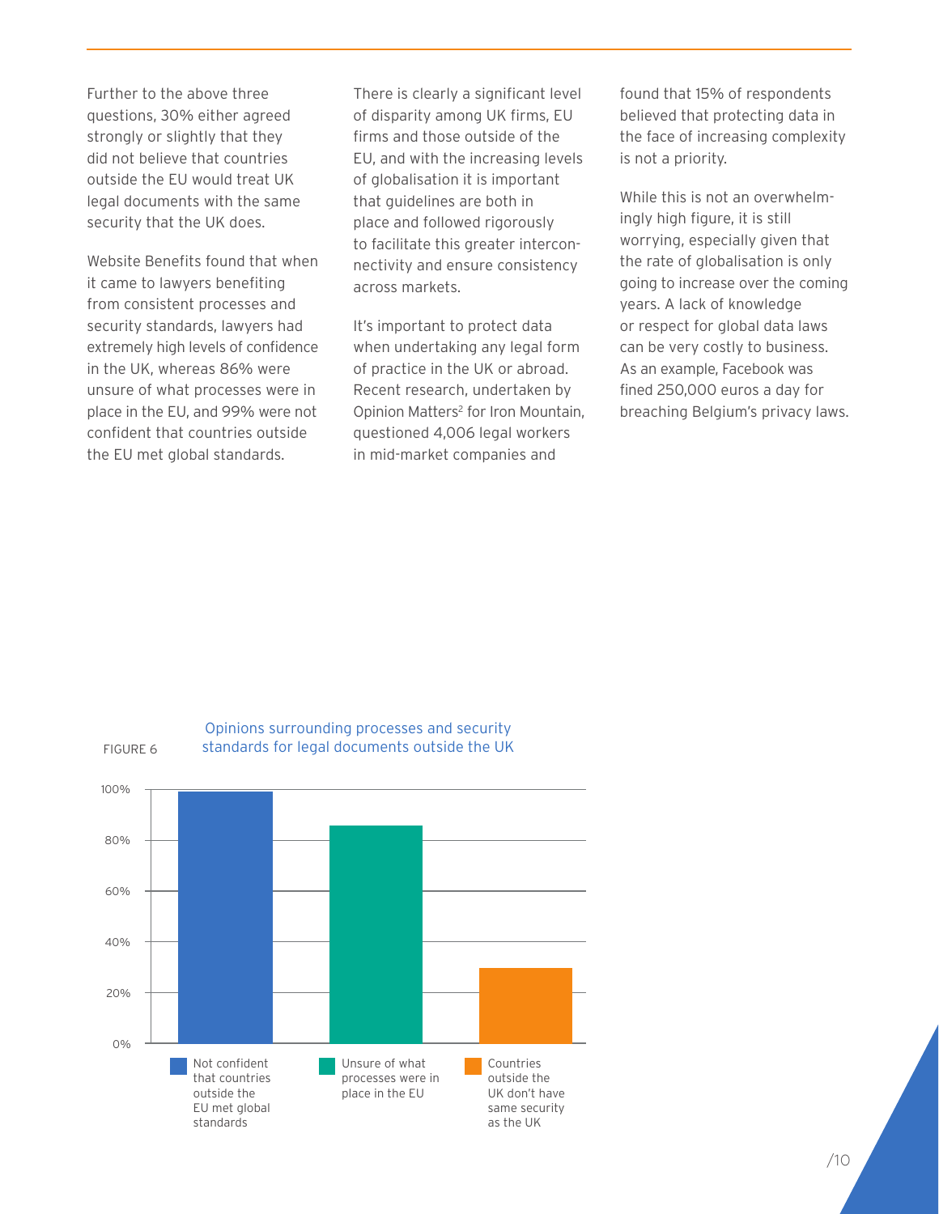Further to the above three questions, 30% either agreed strongly or slightly that they did not believe that countries outside the EU would treat UK legal documents with the same security that the UK does.

Website Benefits found that when it came to lawyers benefiting from consistent processes and security standards, lawyers had extremely high levels of confidence in the UK, whereas 86% were unsure of what processes were in place in the EU, and 99% were not confident that countries outside the EU met global standards.

There is clearly a significant level of disparity among UK firms, EU firms and those outside of the EU, and with the increasing levels of globalisation it is important that guidelines are both in place and followed rigorously to facilitate this greater interconnectivity and ensure consistency across markets.

It's important to protect data when undertaking any legal form of practice in the UK or abroad. Recent research, undertaken by Opinion Matters[2] for Iron Mountain, questioned 4,006 legal workers in mid-market companies and found that 15% of respondents believed that protecting data in the face of increasing complexity is not a priority.

While this is not an overwhelmingly high figure, it is still worrying, especially given that the rate of globalisation is only going to increase over the coming years. A lack of knowledge or respect for global data laws can be very costly to business. As an example, Facebook was fined 250,000 euros a day for breaching Belgium's privacy laws.

FIGURE 6 Opinions surrounding processes and security standards for legal documents outside the UK

| Category | Percentage |
| --- | --- |
| Not confident that countries outside the EU met global standards | 99% |
| Unsure of what processes were in place in the EU | 86% |
| Countries outside the UK don't have same security as the UK | 30% |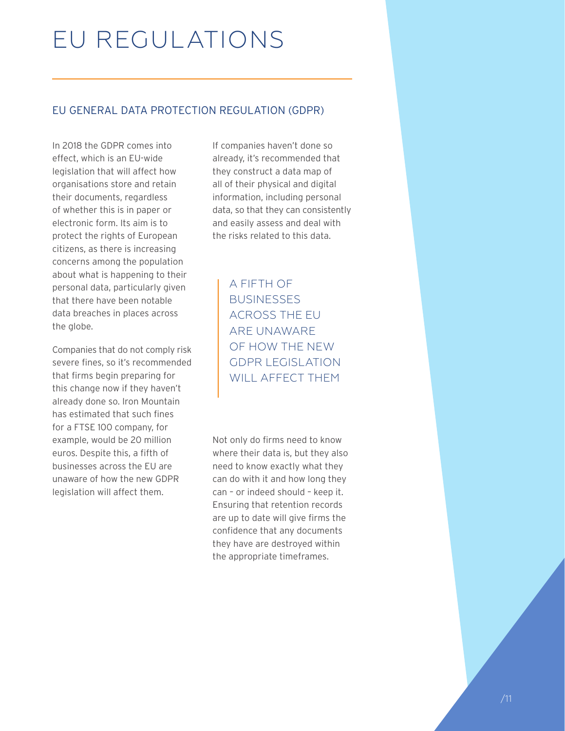# EU REGULATIONS

## EU GENERAL DATA PROTECTION REGULATION (GDPR)

In 2018 the GDPR comes into effect, which is an EU-wide legislation that will affect how organisations store and retain their documents, regardless of whether this is in paper or electronic form. Its aim is to protect the rights of European citizens, as there is increasing concerns among the population about what is happening to their personal data, particularly given that there have been notable data breaches in places across the globe.

Companies that do not comply risk severe fines, so it's recommended that firms begin preparing for this change now if they haven't already done so. Iron Mountain has estimated that such fines for a FTSE 100 company, for example, would be 20 million euros. Despite this, a fifth of businesses across the EU are unaware of how the new GDPR legislation will affect them.

If companies haven't done so already, it's recommended that they construct a data map of all of their physical and digital information, including personal data, so that they can consistently and easily assess and deal with the risks related to this data.

> A FIFTH OF BUSINESSES ACROSS THE EU ARE UNAWARE OF HOW THE NEW GDPR LEGISLATION WILL AFFECT THEM

Not only do firms need to know where their data is, but they also need to know exactly what they can do with it and how long they can – or indeed should – keep it. Ensuring that retention records are up to date will give firms the confidence that any documents they have are destroyed within the appropriate timeframes.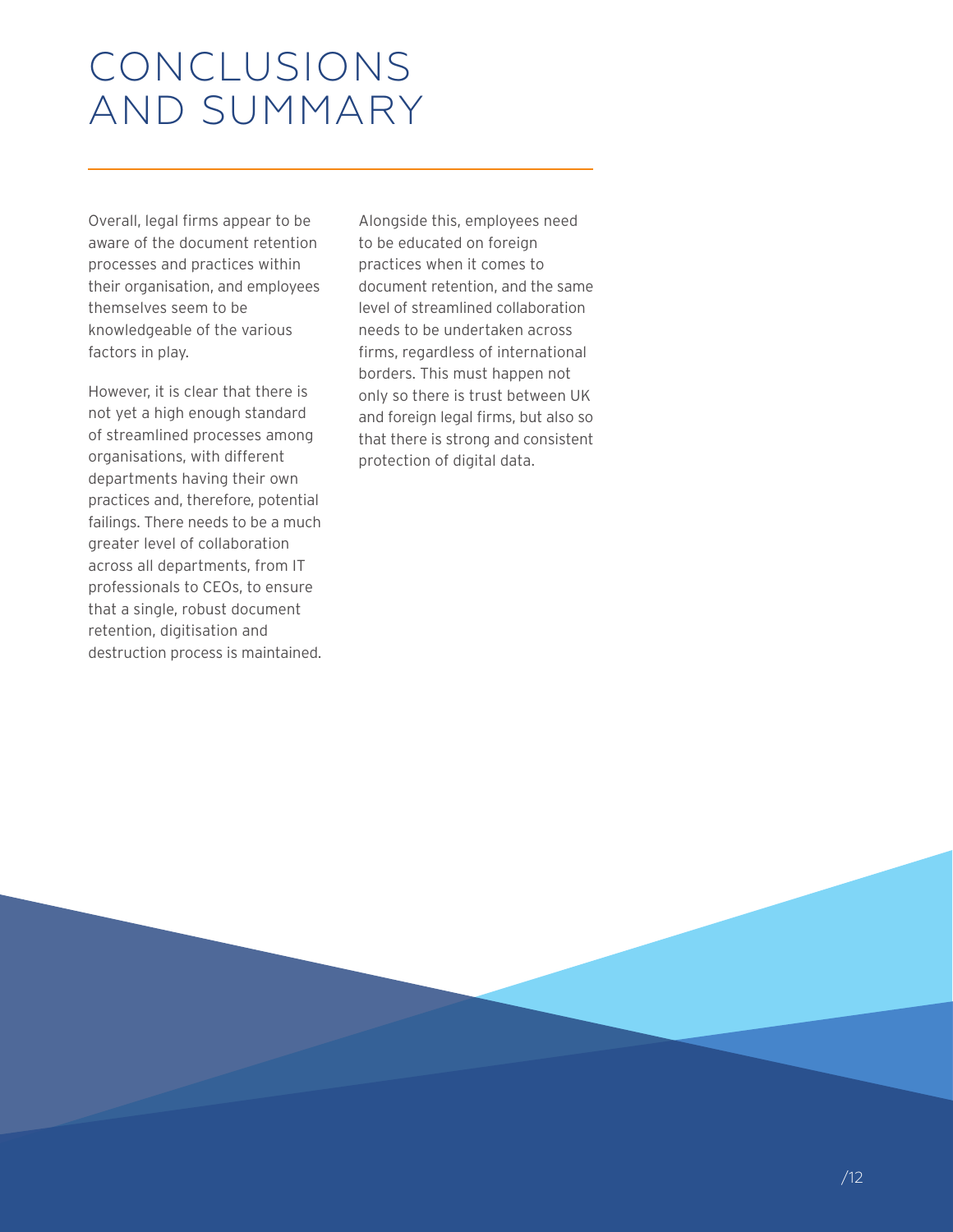# CONCLUSIONS AND SUMMARY

Overall, legal firms appear to be aware of the document retention processes and practices within their organisation, and employees themselves seem to be knowledgeable of the various factors in play.

However, it is clear that there is not yet a high enough standard of streamlined processes among organisations, with different departments having their own practices and, therefore, potential failings. There needs to be a much greater level of collaboration across all departments, from IT professionals to CEOs, to ensure that a single, robust document retention, digitisation and destruction process is maintained.

Alongside this, employees need to be educated on foreign practices when it comes to document retention, and the same level of streamlined collaboration needs to be undertaken across firms, regardless of international borders. This must happen not only so there is trust between UK and foreign legal firms, but also so that there is strong and consistent protection of digital data.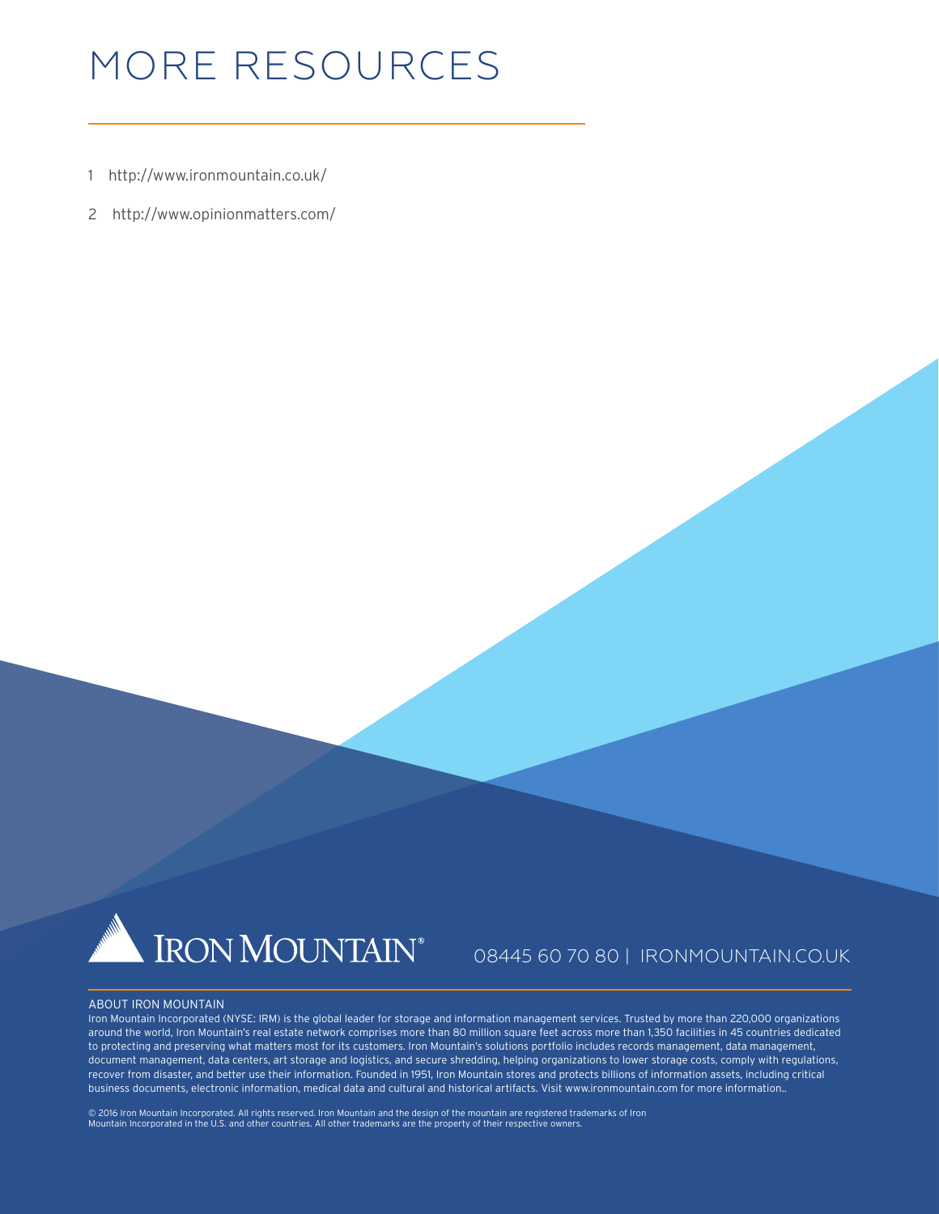# MORE RESOURCES

1 http://www.ironmountain.co.uk/

2 http://www.opinionmatters.com/

IRON MOUNTAIN®

08445 60 70 80 | IRONMOUNTAIN.CO.UK

ABOUT IRON MOUNTAIN

Iron Mountain Incorporated (NYSE: IRM) is the global leader for storage and information management services. Trusted by more than 220,000 organizations around the world, Iron Mountain's real estate network comprises more than 80 million square feet across more than 1,350 facilities in 45 countries dedicated to protecting and preserving what matters most for its customers. Iron Mountain's solutions portfolio includes records management, data management, document management, data centers, art storage and logistics, and secure shredding, helping organizations to lower storage costs, comply with regulations, recover from disaster, and better use their information. Founded in 1951, Iron Mountain stores and protects billions of information assets, including critical business documents, electronic information, medical data and cultural and historical artifacts. Visit www.ironmountain.com for more information..

© 2016 Iron Mountain Incorporated. All rights reserved. Iron Mountain and the design of the mountain are registered trademarks of Iron Mountain Incorporated in the U.S. and other countries. All other trademarks are the property of their respective owners.